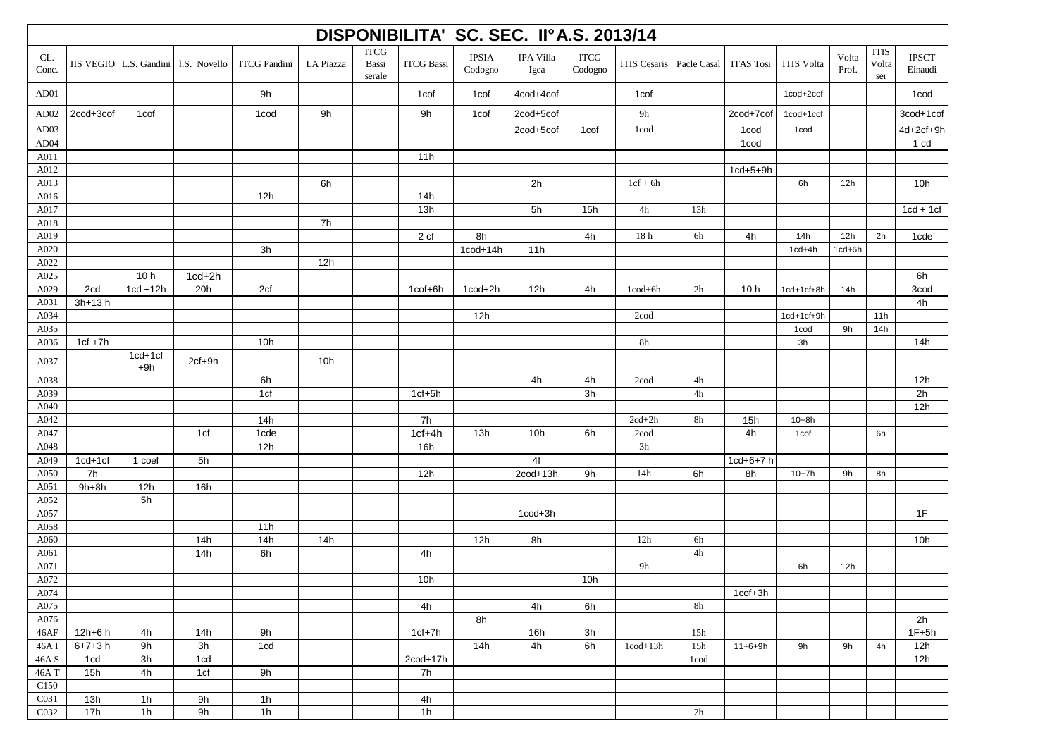# DISPONIBILITA' SC. SEC. II° A.S. 2013/14

| CL. Conc. | IIS VEGIO | L.S. Gandini | l.S. Novello | ITCG Pandini | LA Piazza | ITCG Bassi serale | ITCG Bassi | IPSIA Codogno | IPA Villa Igea | ITCG Codogno | ITIS Cesaris | Pacle Casal | ITAS Tosi | ITIS Volta | Volta Prof. | ITIS Volta ser | IPSCT Einaudi |
|---|---|---|---|---|---|---|---|---|---|---|---|---|---|---|---|---|---|
| AD01 | | | | 9h | | | 1cof | 1cof | 4cod+4cof | | 1cof | | | 1cod+2cof | | | 1cod |
| AD02 | 2cod+3cof | 1cof | | 1cod | 9h | | 9h | 1cof | 2cod+5cof | | 9h | | 2cod+7cof | 1cod+1cof | | | 3cod+1cof |
| AD03 | | | | | | | | | 2cod+5cof | 1cof | 1cod | | 1cod | 1cod | | | 4d+2cf+9h |
| AD04 | | | | | | | | | | | | | 1cod | | | | 1 cd |
| A011 | | | | | | | 11h | | | | | | | | | | |
| A012 | | | | | | | | | | | | | 1cd+5+9h | | | | |
| A013 | | | | | 6h | | | | 2h | | 1cf + 6h | | | 6h | 12h | | 10h |
| A016 | | | | 12h | | | 14h | | | | | | | | | | |
| A017 | | | | | | | 13h | | 5h | 15h | 4h | 13h | | | | | 1cd + 1cf |
| A018 | | | | | 7h | | | | | | | | | | | | |
| A019 | | | | | | | 2 cf | 8h | | 4h | 18 h | 6h | 4h | 14h | 12h | 2h | 1cde |
| A020 | | | | 3h | | | | 1cod+14h | 11h | | | | | 1cd+4h | 1cd+6h | | |
| A022 | | | | | 12h | | | | | | | | | | | | |
| A025 | | 10 h | 1cd+2h | | | | | | | | | | | | | | 6h |
| A029 | 2cd | 1cd +12h | 20h | 2cf | | | 1cof+6h | 1cod+2h | 12h | 4h | 1cod+6h | 2h | 10 h | 1cd+1cf+8h | 14h | | 3cod |
| A031 | 3h+13 h | | | | | | | | | | | | | | | | 4h |
| A034 | | | | | | | | 12h | | | 2cod | | | 1cd+1cf+9h | | 11h | |
| A035 | | | | | | | | | | | | | | 1cod | 9h | 14h | |
| A036 | 1cf +7h | | | 10h | | | | | | | 8h | | | 3h | | | 14h |
| A037 | | 1cd+1cf +9h | 2cf+9h | | 10h | | | | | | | | | | | | |
| A038 | | | | 6h | | | | | 4h | 4h | 2cod | 4h | | | | | 12h |
| A039 | | | | 1cf | | | 1cf+5h | | | 3h | | 4h | | | | | 2h |
| A040 | | | | | | | | | | | | | | | | | 12h |
| A042 | | | | 14h | | | 7h | | | | 2cd+2h | 8h | 15h | 10+8h | | | |
| A047 | | | 1cf | 1cde | | | 1cf+4h | 13h | 10h | 6h | 2cod | | 4h | 1cof | | 6h | |
| A048 | | | | 12h | | | 16h | | | | 3h | | | | | | |
| A049 | 1cd+1cf | 1 coef | 5h | | | | | | 4f | | | | 1cd+6+7 h | | | | |
| A050 | 7h | | | | | | 12h | | 2cod+13h | 9h | 14h | 6h | 8h | 10+7h | 9h | 8h | |
| A051 | 9h+8h | 12h | 16h | | | | | | | | | | | | | | |
| A052 | | 5h | | | | | | | | | | | | | | | |
| A057 | | | | | | | | | 1cod+3h | | | | | | | | 1F |
| A058 | | | | 11h | | | | | | | | | | | | | |
| A060 | | | 14h | 14h | 14h | | | 12h | 8h | | 12h | 6h | | | | | 10h |
| A061 | | | 14h | 6h | | | 4h | | | | | 4h | | | | | |
| A071 | | | | | | | | | | | 9h | | | 6h | 12h | | |
| A072 | | | | | | | 10h | | | 10h | | | | | | | |
| A074 | | | | | | | | | | | | | 1cof+3h | | | | |
| A075 | | | | | | | 4h | | 4h | 6h | | 8h | | | | | |
| A076 | | | | | | | | 8h | | | | | | | | | 2h |
| 46AF | 12h+6 h | 4h | 14h | 9h | | | 1cf+7h | | 16h | 3h | | 15h | | | | | 1F+5h |
| 46A I | 6+7+3 h | 9h | 3h | 1cd | | | | 14h | 4h | 6h | 1cod+13h | 15h | 11+6+9h | 9h | 9h | 4h | 12h |
| 46A S | 1cd | 3h | 1cd | | | | 2cod+17h | | | | | 1cod | | | | | 12h |
| 46A T | 15h | 4h | 1cf | 9h | | | 7h | | | | | | | | | | |
| C150 | | | | | | | | | | | | | | | | | |
| C031 | 13h | 1h | 9h | 1h | | | 4h | | | | | | | | | | |
| C032 | 17h | 1h | 9h | 1h | | | 1h | | | | | 2h | | | | | |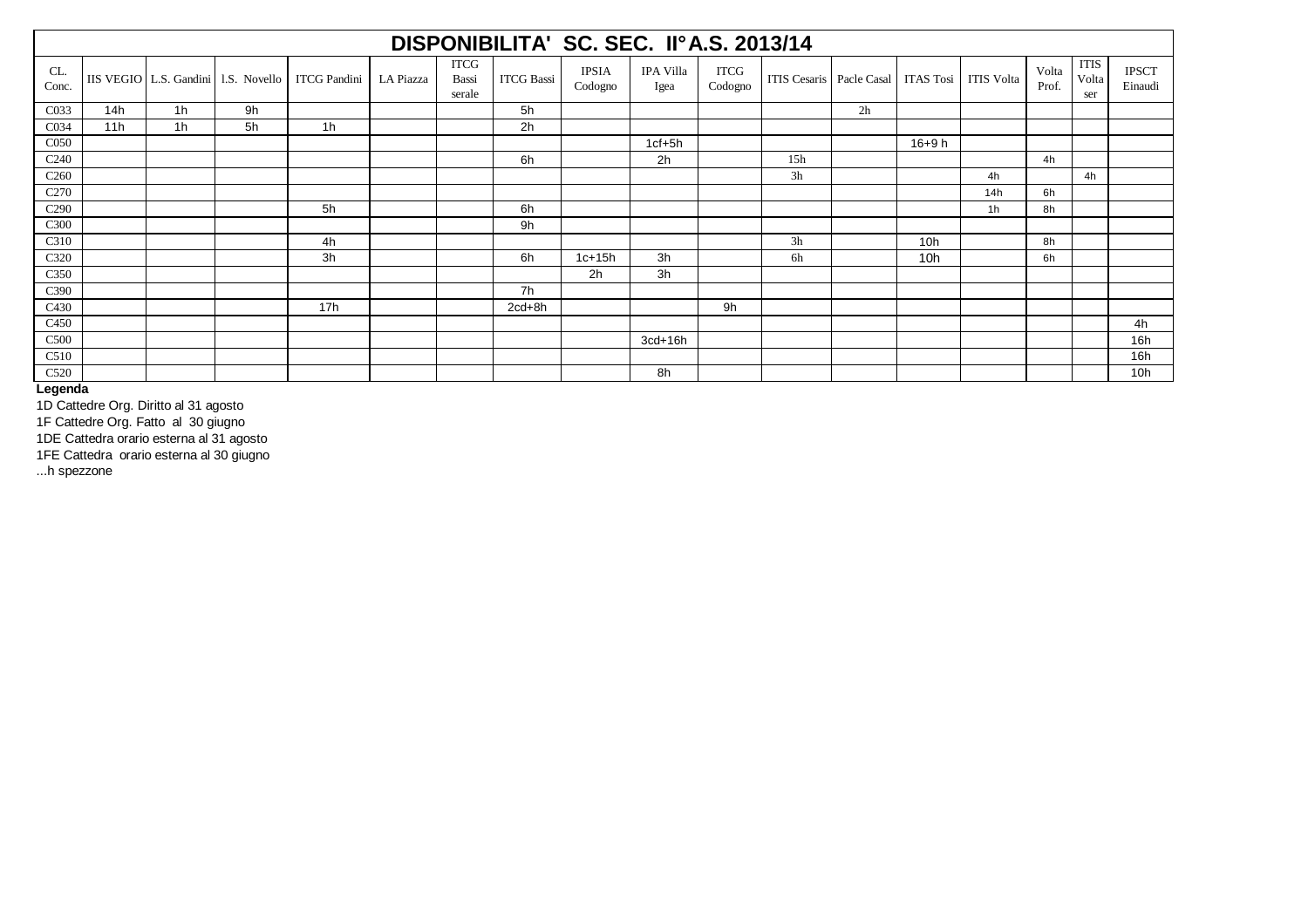# DISPONIBILITA' SC. SEC. II° A.S. 2013/14

| CL. Conc. | IIS VEGIO | L.S. Gandini | l.S. Novello | ITCG Pandini | LA Piazza | ITCG Bassi serale | ITCG Bassi | IPSIA Codogno | IPA Villa Igea | ITCG Codogno | ITIS Cesaris | Pacle Casal | ITAS Tosi | ITIS Volta | Volta Prof. | ITIS Volta ser | IPSCT Einaudi |
|---|---|---|---|---|---|---|---|---|---|---|---|---|---|---|---|---|---|
| C033 | 14h | 1h | 9h | | | | 5h | | | | | 2h | | | | | |
| C034 | 11h | 1h | 5h | 1h | | | 2h | | | | | | | | | | |
| C050 | | | | | | | | | 1cf+5h | | | | 16+9 h | | | | |
| C240 | | | | | | | 6h | | 2h | | 15h | | | | 4h | | |
| C260 | | | | | | | | | | | 3h | | | 4h | | 4h | |
| C270 | | | | | | | | | | | | | | 14h | 6h | | |
| C290 | | | | 5h | | | 6h | | | | | | | 1h | 8h | | |
| C300 | | | | | | | 9h | | | | | | | | | | |
| C310 | | | | 4h | | | | | | | 3h | | 10h | | 8h | | |
| C320 | | | | 3h | | | 6h | 1c+15h | 3h | | 6h | | 10h | | 6h | | |
| C350 | | | | | | | | 2h | 3h | | | | | | | | |
| C390 | | | | | | | 7h | | | | | | | | | | |
| C430 | | | | 17h | | | 2cd+8h | | | 9h | | | | | | | |
| C450 | | | | | | | | | | | | | | | | | 4h |
| C500 | | | | | | | | | 3cd+16h | | | | | | | | 16h |
| C510 | | | | | | | | | | | | | | | | | 16h |
| C520 | | | | | | | | | 8h | | | | | | | | 10h |

**Legenda**

1D Cattedre Org. Diritto al 31 agosto

1F Cattedre Org. Fatto al 30 giugno

1DE Cattedra orario esterna al 31 agosto

1FE Cattedra orario esterna al 30 giugno

...h spezzone